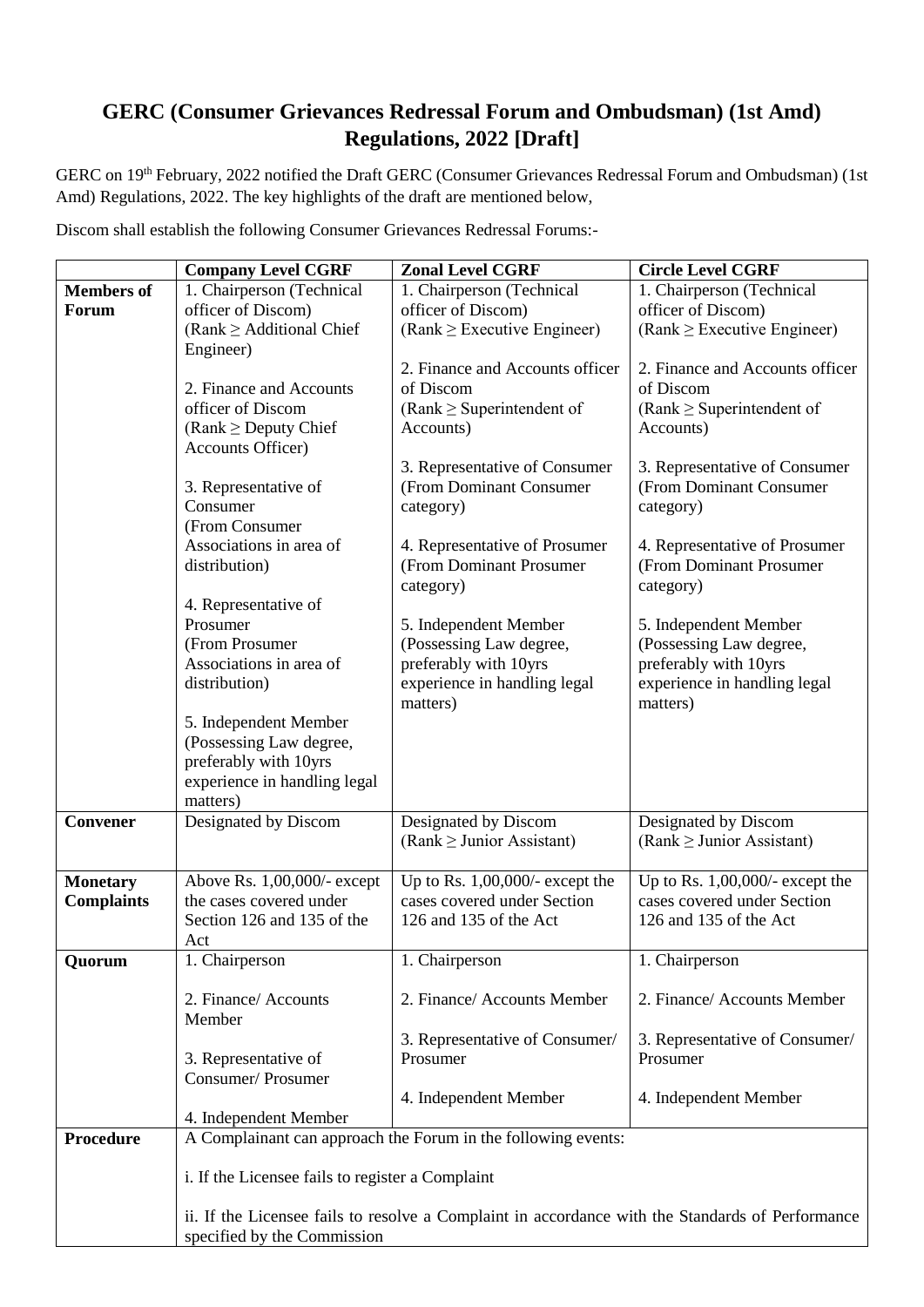# GERC (Consumer Grievances Redressal Forum and Ombudsman) (1st Amd) Regulations, 2022 [Draft]

GERC on 19[th] February, 2022 notified the Draft GERC (Consumer Grievances Redressal Forum and Ombudsman) (1st Amd) Regulations, 2022. The key highlights of the draft are mentioned below,

Discom shall establish the following Consumer Grievances Redressal Forums:-

| | Company Level CGRF | Zonal Level CGRF | Circle Level CGRF |
|---|---|---|---|
| **Members of Forum** | 1. Chairperson (Technical officer of Discom) (Rank ≥ Additional Chief Engineer)<br><br>2. Finance and Accounts officer of Discom (Rank ≥ Deputy Chief Accounts Officer)<br><br>3. Representative of Consumer (From Consumer Associations in area of distribution)<br><br>4. Representative of Prosumer (From Prosumer Associations in area of distribution)<br><br>5. Independent Member (Possessing Law degree, preferably with 10yrs experience in handling legal matters) | 1. Chairperson (Technical officer of Discom) (Rank ≥ Executive Engineer)<br><br>2. Finance and Accounts officer of Discom (Rank ≥ Superintendent of Accounts)<br><br>3. Representative of Consumer (From Dominant Consumer category)<br><br>4. Representative of Prosumer (From Dominant Prosumer category)<br><br>5. Independent Member (Possessing Law degree, preferably with 10yrs experience in handling legal matters) | 1. Chairperson (Technical officer of Discom) (Rank ≥ Executive Engineer)<br><br>2. Finance and Accounts officer of Discom (Rank ≥ Superintendent of Accounts)<br><br>3. Representative of Consumer (From Dominant Consumer category)<br><br>4. Representative of Prosumer (From Dominant Prosumer category)<br><br>5. Independent Member (Possessing Law degree, preferably with 10yrs experience in handling legal matters) |
| **Convener** | Designated by Discom | Designated by Discom (Rank ≥ Junior Assistant) | Designated by Discom (Rank ≥ Junior Assistant) |
| **Monetary Complaints** | Above Rs. 1,00,000/- except the cases covered under Section 126 and 135 of the Act | Up to Rs. 1,00,000/- except the cases covered under Section 126 and 135 of the Act | Up to Rs. 1,00,000/- except the cases covered under Section 126 and 135 of the Act |
| **Quorum** | 1. Chairperson<br><br>2. Finance/ Accounts Member<br><br>3. Representative of Consumer/ Prosumer<br><br>4. Independent Member | 1. Chairperson<br><br>2. Finance/ Accounts Member<br><br>3. Representative of Consumer/ Prosumer<br><br>4. Independent Member | 1. Chairperson<br><br>2. Finance/ Accounts Member<br><br>3. Representative of Consumer/ Prosumer<br><br>4. Independent Member |
| **Procedure** | A Complainant can approach the Forum in the following events:<br><br>i. If the Licensee fails to register a Complaint<br><br>ii. If the Licensee fails to resolve a Complaint in accordance with the Standards of Performance specified by the Commission | | |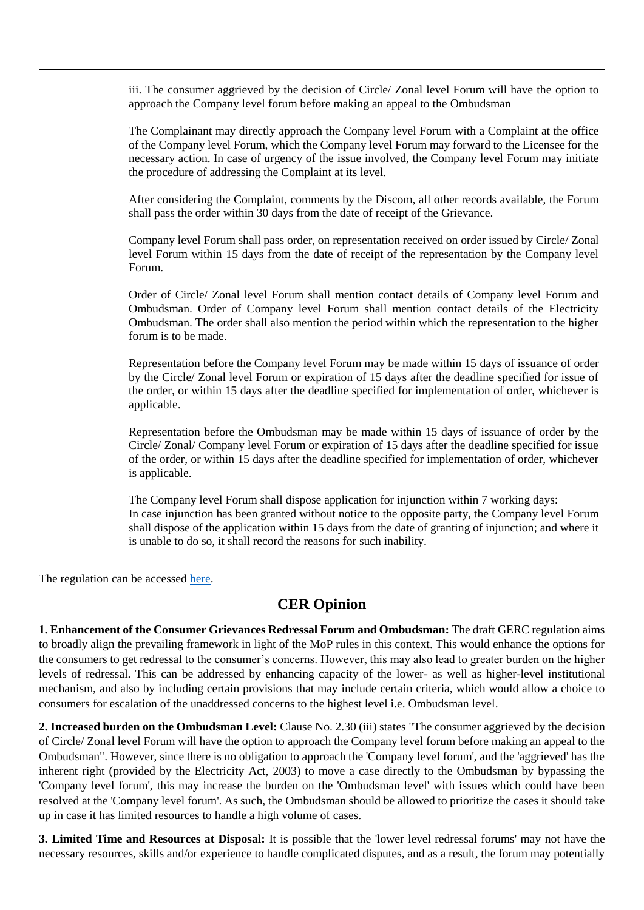| | |
|---|---|
| | iii. The consumer aggrieved by the decision of Circle/ Zonal level Forum will have the option to approach the Company level forum before making an appeal to the Ombudsman<br><br>The Complainant may directly approach the Company level Forum with a Complaint at the office of the Company level Forum, which the Company level Forum may forward to the Licensee for the necessary action. In case of urgency of the issue involved, the Company level Forum may initiate the procedure of addressing the Complaint at its level.<br><br>After considering the Complaint, comments by the Discom, all other records available, the Forum shall pass the order within 30 days from the date of receipt of the Grievance.<br><br>Company level Forum shall pass order, on representation received on order issued by Circle/ Zonal level Forum within 15 days from the date of receipt of the representation by the Company level Forum.<br><br>Order of Circle/ Zonal level Forum shall mention contact details of Company level Forum and Ombudsman. Order of Company level Forum shall mention contact details of the Electricity Ombudsman. The order shall also mention the period within which the representation to the higher forum is to be made.<br><br>Representation before the Company level Forum may be made within 15 days of issuance of order by the Circle/ Zonal level Forum or expiration of 15 days after the deadline specified for issue of the order, or within 15 days after the deadline specified for implementation of order, whichever is applicable.<br><br>Representation before the Ombudsman may be made within 15 days of issuance of order by the Circle/ Zonal/ Company level Forum or expiration of 15 days after the deadline specified for issue of the order, or within 15 days after the deadline specified for implementation of order, whichever is applicable.<br><br>The Company level Forum shall dispose application for injunction within 7 working days:<br>In case injunction has been granted without notice to the opposite party, the Company level Forum shall dispose of the application within 15 days from the date of granting of injunction; and where it is unable to do so, it shall record the reasons for such inability. |

The regulation can be accessed here.

## CER Opinion

**1. Enhancement of the Consumer Grievances Redressal Forum and Ombudsman:** The draft GERC regulation aims to broadly align the prevailing framework in light of the MoP rules in this context. This would enhance the options for the consumers to get redressal to the consumer's concerns. However, this may also lead to greater burden on the higher levels of redressal. This can be addressed by enhancing capacity of the lower- as well as higher-level institutional mechanism, and also by including certain provisions that may include certain criteria, which would allow a choice to consumers for escalation of the unaddressed concerns to the highest level i.e. Ombudsman level.

**2. Increased burden on the Ombudsman Level:** Clause No. 2.30 (iii) states "The consumer aggrieved by the decision of Circle/ Zonal level Forum will have the option to approach the Company level forum before making an appeal to the Ombudsman". However, since there is no obligation to approach the 'Company level forum', and the 'aggrieved' has the inherent right (provided by the Electricity Act, 2003) to move a case directly to the Ombudsman by bypassing the 'Company level forum', this may increase the burden on the 'Ombudsman level' with issues which could have been resolved at the 'Company level forum'. As such, the Ombudsman should be allowed to prioritize the cases it should take up in case it has limited resources to handle a high volume of cases.

**3. Limited Time and Resources at Disposal:** It is possible that the 'lower level redressal forums' may not have the necessary resources, skills and/or experience to handle complicated disputes, and as a result, the forum may potentially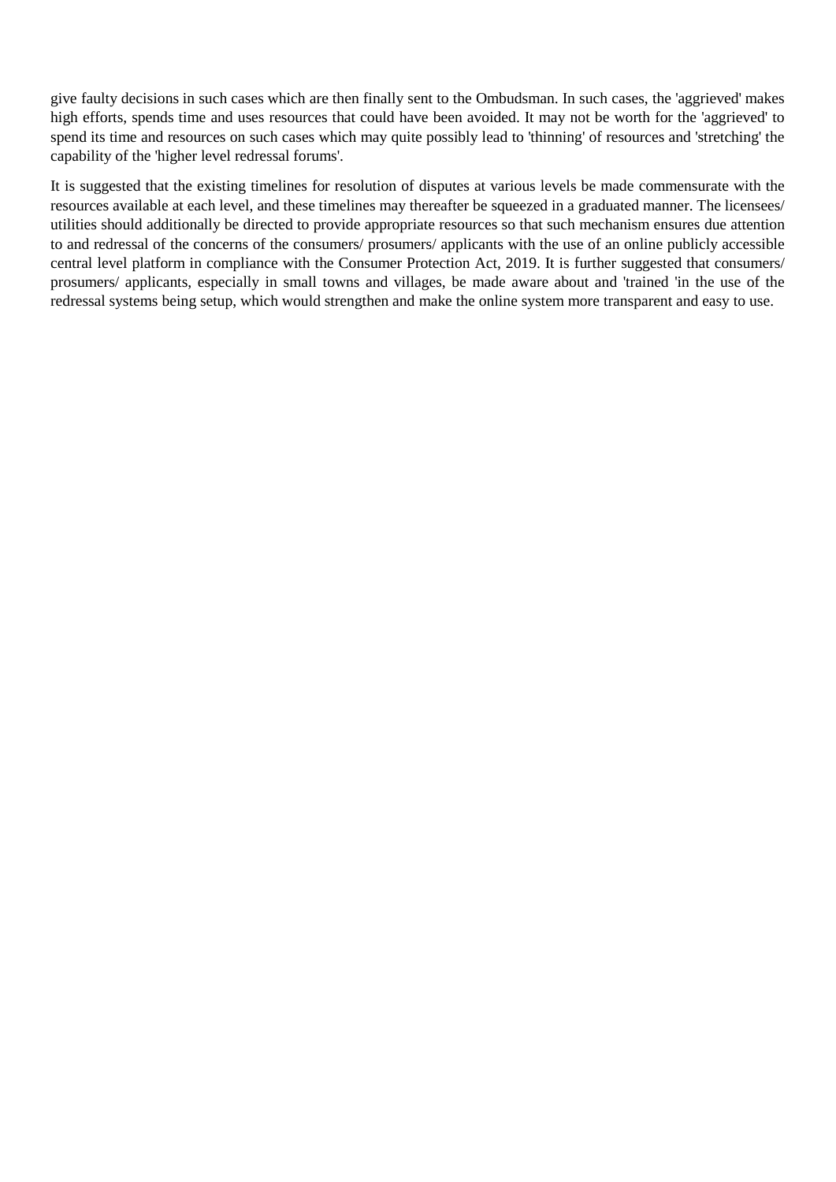give faulty decisions in such cases which are then finally sent to the Ombudsman. In such cases, the 'aggrieved' makes high efforts, spends time and uses resources that could have been avoided. It may not be worth for the 'aggrieved' to spend its time and resources on such cases which may quite possibly lead to 'thinning' of resources and 'stretching' the capability of the 'higher level redressal forums'.

It is suggested that the existing timelines for resolution of disputes at various levels be made commensurate with the resources available at each level, and these timelines may thereafter be squeezed in a graduated manner. The licensees/ utilities should additionally be directed to provide appropriate resources so that such mechanism ensures due attention to and redressal of the concerns of the consumers/ prosumers/ applicants with the use of an online publicly accessible central level platform in compliance with the Consumer Protection Act, 2019. It is further suggested that consumers/ prosumers/ applicants, especially in small towns and villages, be made aware about and 'trained 'in the use of the redressal systems being setup, which would strengthen and make the online system more transparent and easy to use.